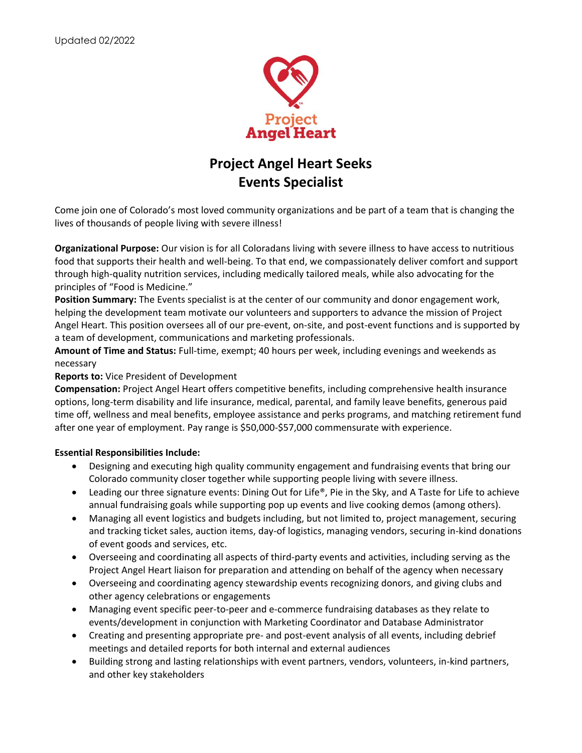Updated 02/2022

Project Angel Heart

# Project Angel Heart Seeks
# Events Specialist

Come join one of Colorado's most loved community organizations and be part of a team that is changing the lives of thousands of people living with severe illness!

**Organizational Purpose:** Our vision is for all Coloradans living with severe illness to have access to nutritious food that supports their health and well-being. To that end, we compassionately deliver comfort and support through high-quality nutrition services, including medically tailored meals, while also advocating for the principles of "Food is Medicine."

**Position Summary:** The Events specialist is at the center of our community and donor engagement work, helping the development team motivate our volunteers and supporters to advance the mission of Project Angel Heart. This position oversees all of our pre-event, on-site, and post-event functions and is supported by a team of development, communications and marketing professionals.

**Amount of Time and Status:** Full-time, exempt; 40 hours per week, including evenings and weekends as necessary

**Reports to:** Vice President of Development

**Compensation:** Project Angel Heart offers competitive benefits, including comprehensive health insurance options, long-term disability and life insurance, medical, parental, and family leave benefits, generous paid time off, wellness and meal benefits, employee assistance and perks programs, and matching retirement fund after one year of employment. Pay range is $50,000-$57,000 commensurate with experience.

**Essential Responsibilities Include:**

- Designing and executing high quality community engagement and fundraising events that bring our Colorado community closer together while supporting people living with severe illness.
- Leading our three signature events: Dining Out for Life®, Pie in the Sky, and A Taste for Life to achieve annual fundraising goals while supporting pop up events and live cooking demos (among others).
- Managing all event logistics and budgets including, but not limited to, project management, securing and tracking ticket sales, auction items, day-of logistics, managing vendors, securing in-kind donations of event goods and services, etc.
- Overseeing and coordinating all aspects of third-party events and activities, including serving as the Project Angel Heart liaison for preparation and attending on behalf of the agency when necessary
- Overseeing and coordinating agency stewardship events recognizing donors, and giving clubs and other agency celebrations or engagements
- Managing event specific peer-to-peer and e-commerce fundraising databases as they relate to events/development in conjunction with Marketing Coordinator and Database Administrator
- Creating and presenting appropriate pre- and post-event analysis of all events, including debrief meetings and detailed reports for both internal and external audiences
- Building strong and lasting relationships with event partners, vendors, volunteers, in-kind partners, and other key stakeholders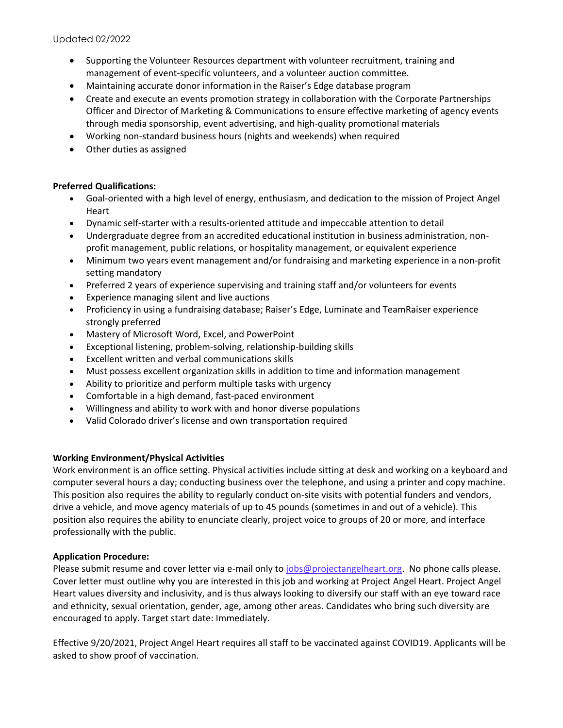- Supporting the Volunteer Resources department with volunteer recruitment, training and management of event-specific volunteers, and a volunteer auction committee.
- Maintaining accurate donor information in the Raiser's Edge database program
- Create and execute an events promotion strategy in collaboration with the Corporate Partnerships Officer and Director of Marketing & Communications to ensure effective marketing of agency events through media sponsorship, event advertising, and high-quality promotional materials
- Working non-standard business hours (nights and weekends) when required
- Other duties as assigned

**Preferred Qualifications:**

- Goal-oriented with a high level of energy, enthusiasm, and dedication to the mission of Project Angel Heart
- Dynamic self-starter with a results-oriented attitude and impeccable attention to detail
- Undergraduate degree from an accredited educational institution in business administration, non-profit management, public relations, or hospitality management, or equivalent experience
- Minimum two years event management and/or fundraising and marketing experience in a non-profit setting mandatory
- Preferred 2 years of experience supervising and training staff and/or volunteers for events
- Experience managing silent and live auctions
- Proficiency in using a fundraising database; Raiser's Edge, Luminate and TeamRaiser experience strongly preferred
- Mastery of Microsoft Word, Excel, and PowerPoint
- Exceptional listening, problem-solving, relationship-building skills
- Excellent written and verbal communications skills
- Must possess excellent organization skills in addition to time and information management
- Ability to prioritize and perform multiple tasks with urgency
- Comfortable in a high demand, fast-paced environment
- Willingness and ability to work with and honor diverse populations
- Valid Colorado driver's license and own transportation required

**Working Environment/Physical Activities**

Work environment is an office setting. Physical activities include sitting at desk and working on a keyboard and computer several hours a day; conducting business over the telephone, and using a printer and copy machine. This position also requires the ability to regularly conduct on-site visits with potential funders and vendors, drive a vehicle, and move agency materials of up to 45 pounds (sometimes in and out of a vehicle). This position also requires the ability to enunciate clearly, project voice to groups of 20 or more, and interface professionally with the public.

**Application Procedure:**

Please submit resume and cover letter via e-mail only to jobs@projectangelheart.org. No phone calls please. Cover letter must outline why you are interested in this job and working at Project Angel Heart. Project Angel Heart values diversity and inclusivity, and is thus always looking to diversify our staff with an eye toward race and ethnicity, sexual orientation, gender, age, among other areas. Candidates who bring such diversity are encouraged to apply. Target start date: Immediately.

Effective 9/20/2021, Project Angel Heart requires all staff to be vaccinated against COVID19. Applicants will be asked to show proof of vaccination.